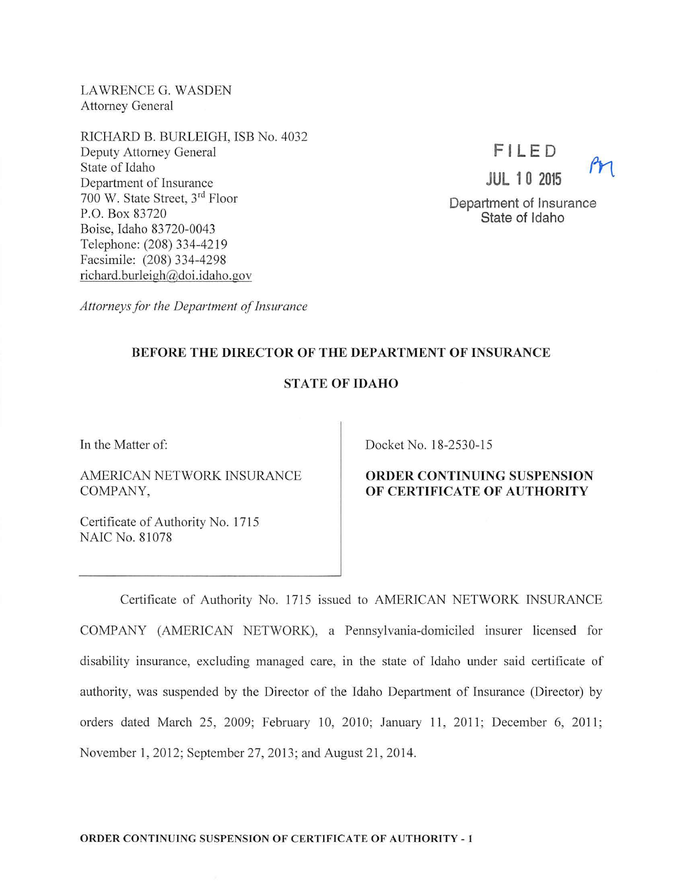LAWRENCE G. WASDEN
Attorney General

RICHARD B. BURLEIGH, ISB No. 4032
Deputy Attorney General
State of Idaho
Department of Insurance
700 W. State Street, 3rd Floor
P.O. Box 83720
Boise, Idaho 83720-0043
Telephone: (208) 334-4219
Facsimile: (208) 334-4298
richard.burleigh@doi.idaho.gov

*Attorneys for the Department of Insurance*

FILED
JUL 10 2015
Department of Insurance
State of Idaho

**BEFORE THE DIRECTOR OF THE DEPARTMENT OF INSURANCE**

**STATE OF IDAHO**

In the Matter of:

AMERICAN NETWORK INSURANCE COMPANY,

Certificate of Authority No. 1715
NAIC No. 81078

Docket No. 18-2530-15

**ORDER CONTINUING SUSPENSION OF CERTIFICATE OF AUTHORITY**

Certificate of Authority No. 1715 issued to AMERICAN NETWORK INSURANCE COMPANY (AMERICAN NETWORK), a Pennsylvania-domiciled insurer licensed for disability insurance, excluding managed care, in the state of Idaho under said certificate of authority, was suspended by the Director of the Idaho Department of Insurance (Director) by orders dated March 25, 2009; February 10, 2010; January 11, 2011; December 6, 2011; November 1, 2012; September 27, 2013; and August 21, 2014.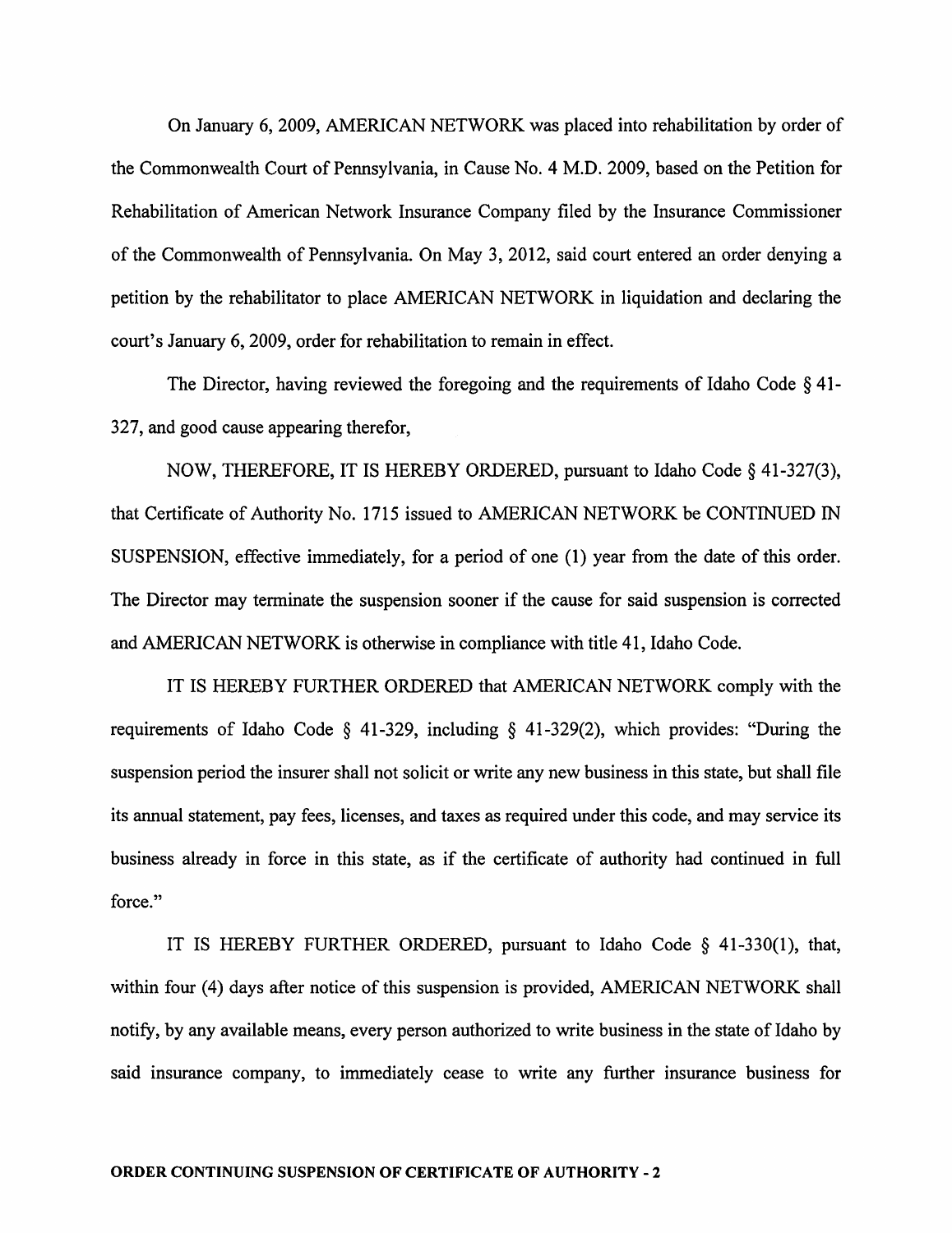On January 6, 2009, AMERICAN NETWORK was placed into rehabilitation by order of the Commonwealth Court of Pennsylvania, in Cause No. 4 M.D. 2009, based on the Petition for Rehabilitation of American Network Insurance Company filed by the Insurance Commissioner of the Commonwealth of Pennsylvania. On May 3, 2012, said court entered an order denying a petition by the rehabilitator to place AMERICAN NETWORK in liquidation and declaring the court's January 6, 2009, order for rehabilitation to remain in effect.

The Director, having reviewed the foregoing and the requirements of Idaho Code § 41-327, and good cause appearing therefor,

NOW, THEREFORE, IT IS HEREBY ORDERED, pursuant to Idaho Code § 41-327(3), that Certificate of Authority No. 1715 issued to AMERICAN NETWORK be CONTINUED IN SUSPENSION, effective immediately, for a period of one (1) year from the date of this order. The Director may terminate the suspension sooner if the cause for said suspension is corrected and AMERICAN NETWORK is otherwise in compliance with title 41, Idaho Code.

IT IS HEREBY FURTHER ORDERED that AMERICAN NETWORK comply with the requirements of Idaho Code § 41-329, including § 41-329(2), which provides: "During the suspension period the insurer shall not solicit or write any new business in this state, but shall file its annual statement, pay fees, licenses, and taxes as required under this code, and may service its business already in force in this state, as if the certificate of authority had continued in full force."

IT IS HEREBY FURTHER ORDERED, pursuant to Idaho Code § 41-330(1), that, within four (4) days after notice of this suspension is provided, AMERICAN NETWORK shall notify, by any available means, every person authorized to write business in the state of Idaho by said insurance company, to immediately cease to write any further insurance business for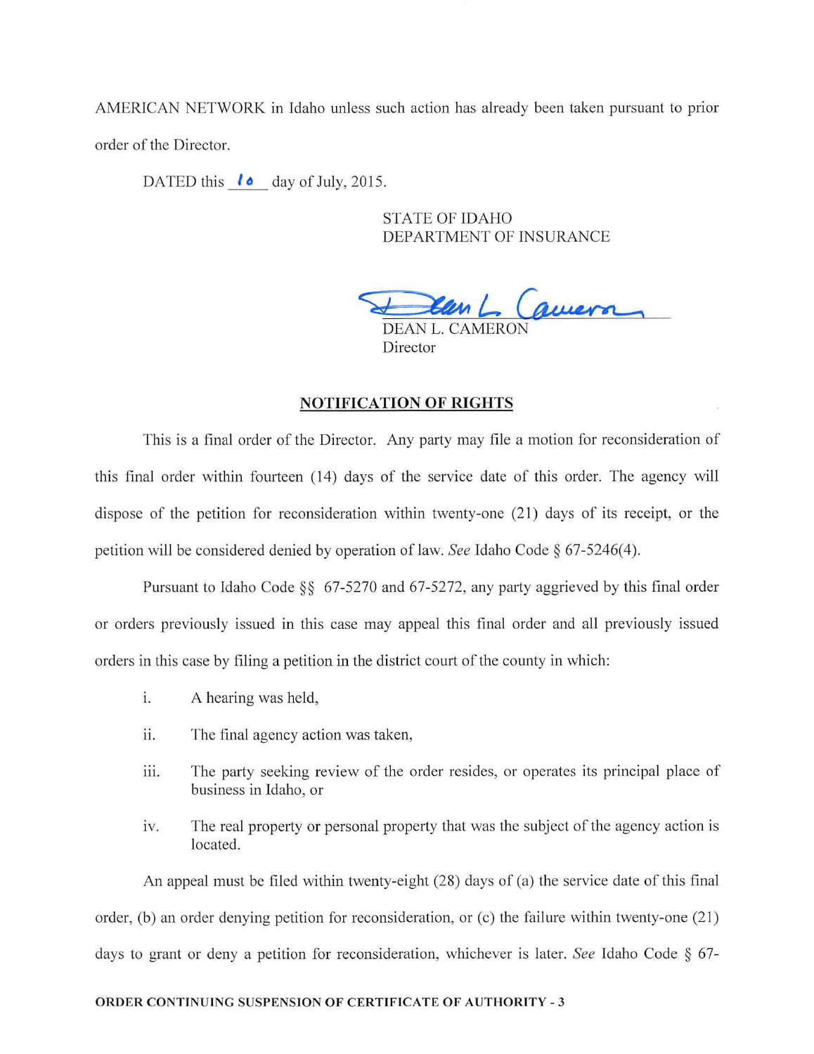AMERICAN NETWORK in Idaho unless such action has already been taken pursuant to prior order of the Director.

DATED this 10 day of July, 2015.

STATE OF IDAHO
DEPARTMENT OF INSURANCE

DEAN L. CAMERON
Director

## NOTIFICATION OF RIGHTS

This is a final order of the Director. Any party may file a motion for reconsideration of this final order within fourteen (14) days of the service date of this order. The agency will dispose of the petition for reconsideration within twenty-one (21) days of its receipt, or the petition will be considered denied by operation of law. *See* Idaho Code § 67-5246(4).

Pursuant to Idaho Code §§ 67-5270 and 67-5272, any party aggrieved by this final order or orders previously issued in this case may appeal this final order and all previously issued orders in this case by filing a petition in the district court of the county in which:

i. A hearing was held,

ii. The final agency action was taken,

iii. The party seeking review of the order resides, or operates its principal place of business in Idaho, or

iv. The real property or personal property that was the subject of the agency action is located.

An appeal must be filed within twenty-eight (28) days of (a) the service date of this final order, (b) an order denying petition for reconsideration, or (c) the failure within twenty-one (21) days to grant or deny a petition for reconsideration, whichever is later. *See* Idaho Code § 67-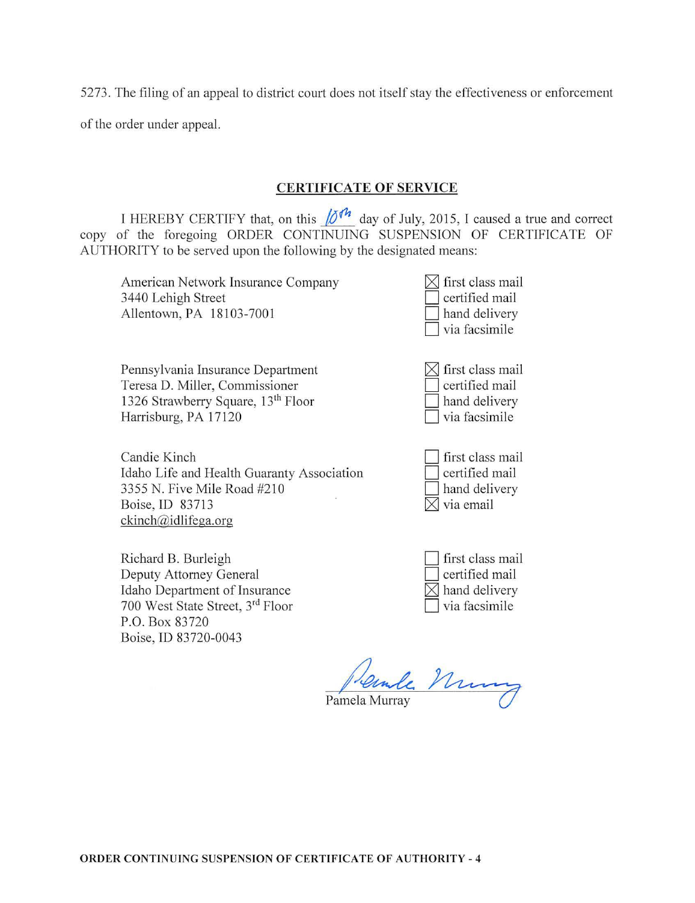5273. The filing of an appeal to district court does not itself stay the effectiveness or enforcement of the order under appeal.

## CERTIFICATE OF SERVICE

I HEREBY CERTIFY that, on this 10th day of July, 2015, I caused a true and correct copy of the foregoing ORDER CONTINUING SUSPENSION OF CERTIFICATE OF AUTHORITY to be served upon the following by the designated means:

| | |
|---|---|
| American Network Insurance Company<br>3440 Lehigh Street<br>Allentown, PA 18103-7001 | ☒ first class mail<br>☐ certified mail<br>☐ hand delivery<br>☐ via facsimile |
| Pennsylvania Insurance Department<br>Teresa D. Miller, Commissioner<br>1326 Strawberry Square, 13th Floor<br>Harrisburg, PA 17120 | ☒ first class mail<br>☐ certified mail<br>☐ hand delivery<br>☐ via facsimile |
| Candie Kinch<br>Idaho Life and Health Guaranty Association<br>3355 N. Five Mile Road #210<br>Boise, ID 83713<br>ckinch@idlifega.org | ☐ first class mail<br>☐ certified mail<br>☐ hand delivery<br>☒ via email |
| Richard B. Burleigh<br>Deputy Attorney General<br>Idaho Department of Insurance<br>700 West State Street, 3rd Floor<br>P.O. Box 83720<br>Boise, ID 83720-0043 | ☐ first class mail<br>☐ certified mail<br>☒ hand delivery<br>☐ via facsimile |

Pamela Murray